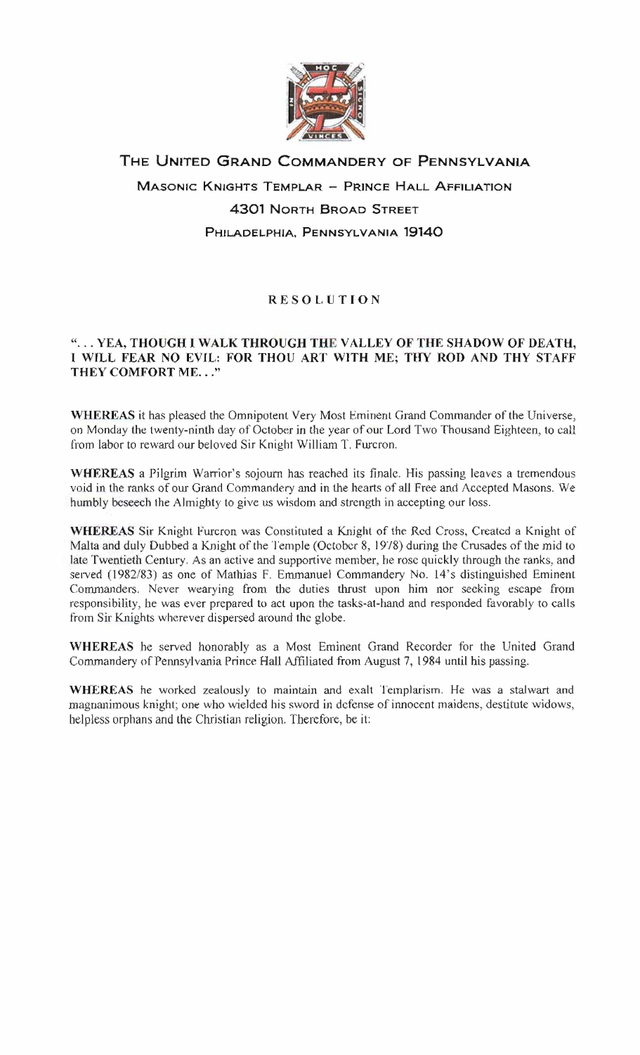# The United Grand Commandery of Pennsylvania

## Masonic Knights Templar – Prince Hall Affiliation

### 4301 North Broad Street

### Philadelphia, Pennsylvania 19140

## RESOLUTION

**"... YEA, THOUGH I WALK THROUGH THE VALLEY OF THE SHADOW OF DEATH, I WILL FEAR NO EVIL: FOR THOU ART WITH ME; THY ROD AND THY STAFF THEY COMFORT ME..."**

**WHEREAS** it has pleased the Omnipotent Very Most Eminent Grand Commander of the Universe, on Monday the twenty-ninth day of October in the year of our Lord Two Thousand Eighteen, to call from labor to reward our beloved Sir Knight William T. Furcron.

**WHEREAS** a Pilgrim Warrior's sojourn has reached its finale. His passing leaves a tremendous void in the ranks of our Grand Commandery and in the hearts of all Free and Accepted Masons. We humbly beseech the Almighty to give us wisdom and strength in accepting our loss.

**WHEREAS** Sir Knight Furcron was Constituted a Knight of the Red Cross, Created a Knight of Malta and duly Dubbed a Knight of the Temple (October 8, 1978) during the Crusades of the mid to late Twentieth Century. As an active and supportive member, he rose quickly through the ranks, and served (1982/83) as one of Mathias F. Emmanuel Commandery No. 14's distinguished Eminent Commanders. Never wearying from the duties thrust upon him nor seeking escape from responsibility, he was ever prepared to act upon the tasks-at-hand and responded favorably to calls from Sir Knights wherever dispersed around the globe.

**WHEREAS** he served honorably as a Most Eminent Grand Recorder for the United Grand Commandery of Pennsylvania Prince Hall Affiliated from August 7, 1984 until his passing.

**WHEREAS** he worked zealously to maintain and exalt Templarism. He was a stalwart and magnanimous knight; one who wielded his sword in defense of innocent maidens, destitute widows, helpless orphans and the Christian religion. Therefore, be it: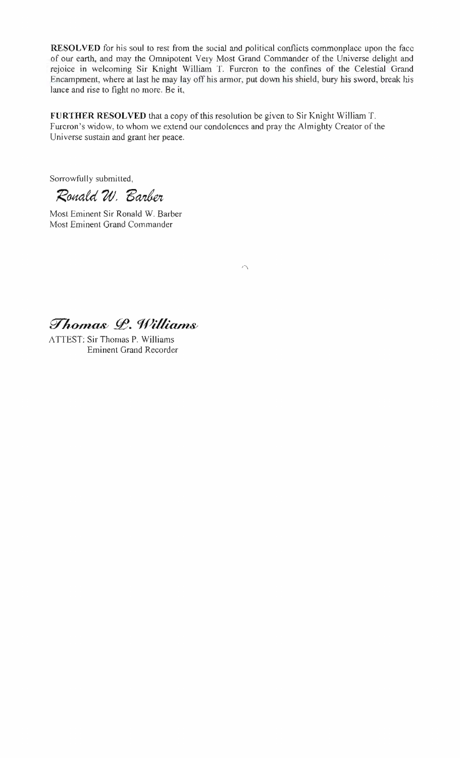**RESOLVED** for his soul to rest from the social and political conflicts commonplace upon the face of our earth, and may the Omnipotent Very Most Grand Commander of the Universe delight and rejoice in welcoming Sir Knight William T. Furcron to the confines of the Celestial Grand Encampment, where at last he may lay off his armor, put down his shield, bury his sword, break his lance and rise to fight no more. Be it,

**FURTHER RESOLVED** that a copy of this resolution be given to Sir Knight William T. Furcron's widow, to whom we extend our condolences and pray the Almighty Creator of the Universe sustain and grant her peace.

Sorrowfully submitted,

*Ronald W. Barber*

Most Eminent Sir Ronald W. Barber
Most Eminent Grand Commander

*Thomas P. Williams*

ATTEST: Sir Thomas P. Williams
Eminent Grand Recorder